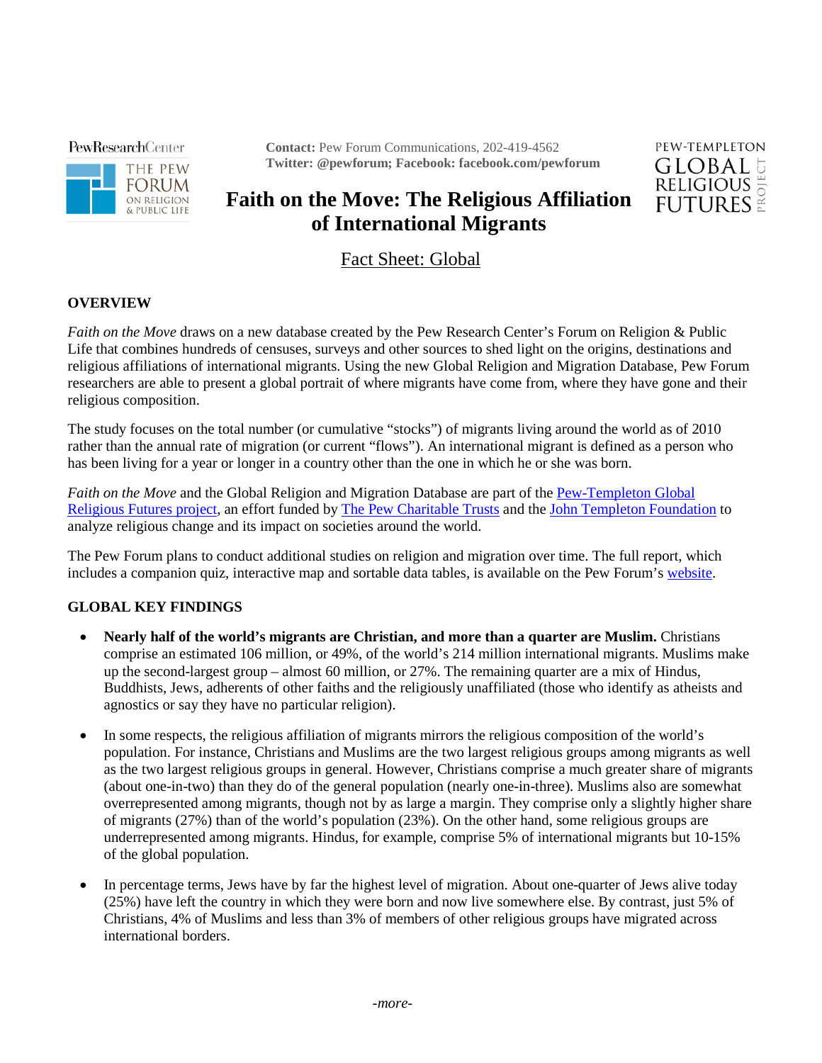PewResearchCenter

THE PEW FORUM ON RELIGION & PUBLIC LIFE

**Contact:** Pew Forum Communications, 202-419-4562
**Twitter: @pewforum; Facebook: facebook.com/pewforum**

PEW-TEMPLETON GLOBAL RELIGIOUS FUTURES PROJECT

# Faith on the Move: The Religious Affiliation of International Migrants

## Fact Sheet: Global

### OVERVIEW

*Faith on the Move* draws on a new database created by the Pew Research Center's Forum on Religion & Public Life that combines hundreds of censuses, surveys and other sources to shed light on the origins, destinations and religious affiliations of international migrants. Using the new Global Religion and Migration Database, Pew Forum researchers are able to present a global portrait of where migrants have come from, where they have gone and their religious composition.

The study focuses on the total number (or cumulative "stocks") of migrants living around the world as of 2010 rather than the annual rate of migration (or current "flows"). An international migrant is defined as a person who has been living for a year or longer in a country other than the one in which he or she was born.

*Faith on the Move* and the Global Religion and Migration Database are part of the Pew-Templeton Global Religious Futures project, an effort funded by The Pew Charitable Trusts and the John Templeton Foundation to analyze religious change and its impact on societies around the world.

The Pew Forum plans to conduct additional studies on religion and migration over time. The full report, which includes a companion quiz, interactive map and sortable data tables, is available on the Pew Forum's website.

### GLOBAL KEY FINDINGS

- **Nearly half of the world's migrants are Christian, and more than a quarter are Muslim.** Christians comprise an estimated 106 million, or 49%, of the world's 214 million international migrants. Muslims make up the second-largest group – almost 60 million, or 27%. The remaining quarter are a mix of Hindus, Buddhists, Jews, adherents of other faiths and the religiously unaffiliated (those who identify as atheists and agnostics or say they have no particular religion).

- In some respects, the religious affiliation of migrants mirrors the religious composition of the world's population. For instance, Christians and Muslims are the two largest religious groups among migrants as well as the two largest religious groups in general. However, Christians comprise a much greater share of migrants (about one-in-two) than they do of the general population (nearly one-in-three). Muslims also are somewhat overrepresented among migrants, though not by as large a margin. They comprise only a slightly higher share of migrants (27%) than of the world's population (23%). On the other hand, some religious groups are underrepresented among migrants. Hindus, for example, comprise 5% of international migrants but 10-15% of the global population.

- In percentage terms, Jews have by far the highest level of migration. About one-quarter of Jews alive today (25%) have left the country in which they were born and now live somewhere else. By contrast, just 5% of Christians, 4% of Muslims and less than 3% of members of other religious groups have migrated across international borders.

*-more-*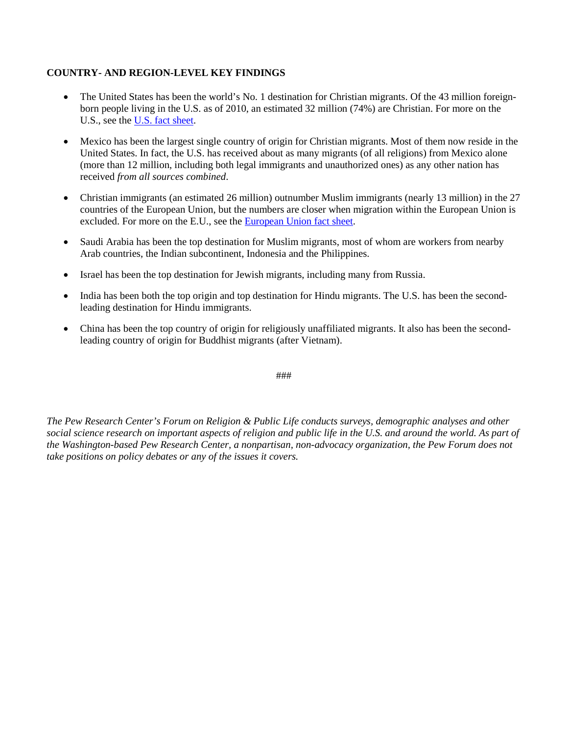**COUNTRY- AND REGION-LEVEL KEY FINDINGS**

- The United States has been the world's No. 1 destination for Christian migrants. Of the 43 million foreign-born people living in the U.S. as of 2010, an estimated 32 million (74%) are Christian. For more on the U.S., see the U.S. fact sheet.

- Mexico has been the largest single country of origin for Christian migrants. Most of them now reside in the United States. In fact, the U.S. has received about as many migrants (of all religions) from Mexico alone (more than 12 million, including both legal immigrants and unauthorized ones) as any other nation has received *from all sources combined*.

- Christian immigrants (an estimated 26 million) outnumber Muslim immigrants (nearly 13 million) in the 27 countries of the European Union, but the numbers are closer when migration within the European Union is excluded. For more on the E.U., see the European Union fact sheet.

- Saudi Arabia has been the top destination for Muslim migrants, most of whom are workers from nearby Arab countries, the Indian subcontinent, Indonesia and the Philippines.

- Israel has been the top destination for Jewish migrants, including many from Russia.

- India has been both the top origin and top destination for Hindu migrants. The U.S. has been the second-leading destination for Hindu immigrants.

- China has been the top country of origin for religiously unaffiliated migrants. It also has been the second-leading country of origin for Buddhist migrants (after Vietnam).

###

*The Pew Research Center's Forum on Religion & Public Life conducts surveys, demographic analyses and other social science research on important aspects of religion and public life in the U.S. and around the world. As part of the Washington-based Pew Research Center, a nonpartisan, non-advocacy organization, the Pew Forum does not take positions on policy debates or any of the issues it covers.*